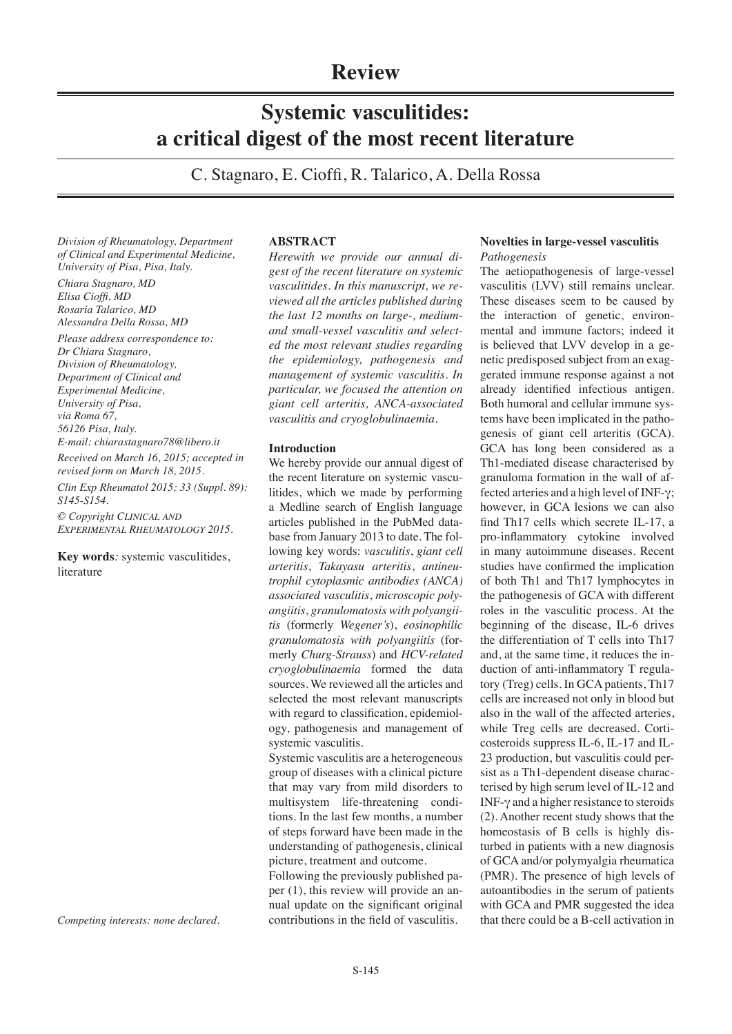Review

# Systemic vasculitides: a critical digest of the most recent literature

C. Stagnaro, E. Cioffi, R. Talarico, A. Della Rossa

*Division of Rheumatology, Department of Clinical and Experimental Medicine, University of Pisa, Pisa, Italy.*

*Chiara Stagnaro, MD*
*Elisa Cioffi, MD*
*Rosaria Talarico, MD*
*Alessandra Della Rossa, MD*

*Please address correspondence to: Dr Chiara Stagnaro, Division of Rheumatology, Department of Clinical and Experimental Medicine, University of Pisa, via Roma 67, 56126 Pisa, Italy.*
*E-mail: chiarastagnaro78@libero.it*

*Received on March 16, 2015; accepted in revised form on March 18, 2015.*

*Clin Exp Rheumatol 2015; 33 (Suppl. 89): S145-S154.*

*© Copyright Clinical and Experimental Rheumatology 2015.*

**Key words**: systemic vasculitides, literature

*Competing interests: none declared.*

## ABSTRACT

*Herewith we provide our annual digest of the recent literature on systemic vasculitides. In this manuscript, we reviewed all the articles published during the last 12 months on large-, medium- and small-vessel vasculitis and selected the most relevant studies regarding the epidemiology, pathogenesis and management of systemic vasculitis. In particular, we focused the attention on giant cell arteritis, ANCA-associated vasculitis and cryoglobulinaemia.*

## Introduction

We hereby provide our annual digest of the recent literature on systemic vasculitides, which we made by performing a Medline search of English language articles published in the PubMed database from January 2013 to date. The following key words: *vasculitis*, *giant cell arteritis*, *Takayasu arteritis*, *antineutrophil cytoplasmic antibodies (ANCA) associated vasculitis*, *microscopic polyangiitis*, *granulomatosis with polyangiitis* (formerly *Wegener's*), *eosinophilic granulomatosis with polyangiitis* (formerly *Churg-Strauss*) and *HCV-related cryoglobulinaemia* formed the data sources. We reviewed all the articles and selected the most relevant manuscripts with regard to classification, epidemiology, pathogenesis and management of systemic vasculitis.

Systemic vasculitis are a heterogeneous group of diseases with a clinical picture that may vary from mild disorders to multisystem life-threatening conditions. In the last few months, a number of steps forward have been made in the understanding of pathogenesis, clinical picture, treatment and outcome.

Following the previously published paper (1), this review will provide an annual update on the significant original contributions in the field of vasculitis.

## Novelties in large-vessel vasculitis

### *Pathogenesis*

The aetiopathogenesis of large-vessel vasculitis (LVV) still remains unclear. These diseases seem to be caused by the interaction of genetic, environmental and immune factors; indeed it is believed that LVV develop in a genetic predisposed subject from an exaggerated immune response against a not already identified infectious antigen. Both humoral and cellular immune systems have been implicated in the pathogenesis of giant cell arteritis (GCA). GCA has long been considered as a Th1-mediated disease characterised by granuloma formation in the wall of affected arteries and a high level of INF-γ; however, in GCA lesions we can also find Th17 cells which secrete IL-17, a pro-inflammatory cytokine involved in many autoimmune diseases. Recent studies have confirmed the implication of both Th1 and Th17 lymphocytes in the pathogenesis of GCA with different roles in the vasculitic process. At the beginning of the disease, IL-6 drives the differentiation of T cells into Th17 and, at the same time, it reduces the induction of anti-inflammatory T regulatory (Treg) cells. In GCA patients, Th17 cells are increased not only in blood but also in the wall of the affected arteries, while Treg cells are decreased. Corticosteroids suppress IL-6, IL-17 and IL-23 production, but vasculitis could persist as a Th1-dependent disease characterised by high serum level of IL-12 and INF-γ and a higher resistance to steroids (2). Another recent study shows that the homeostasis of B cells is highly disturbed in patients with a new diagnosis of GCA and/or polymyalgia rheumatica (PMR). The presence of high levels of autoantibodies in the serum of patients with GCA and PMR suggested the idea that there could be a B-cell activation in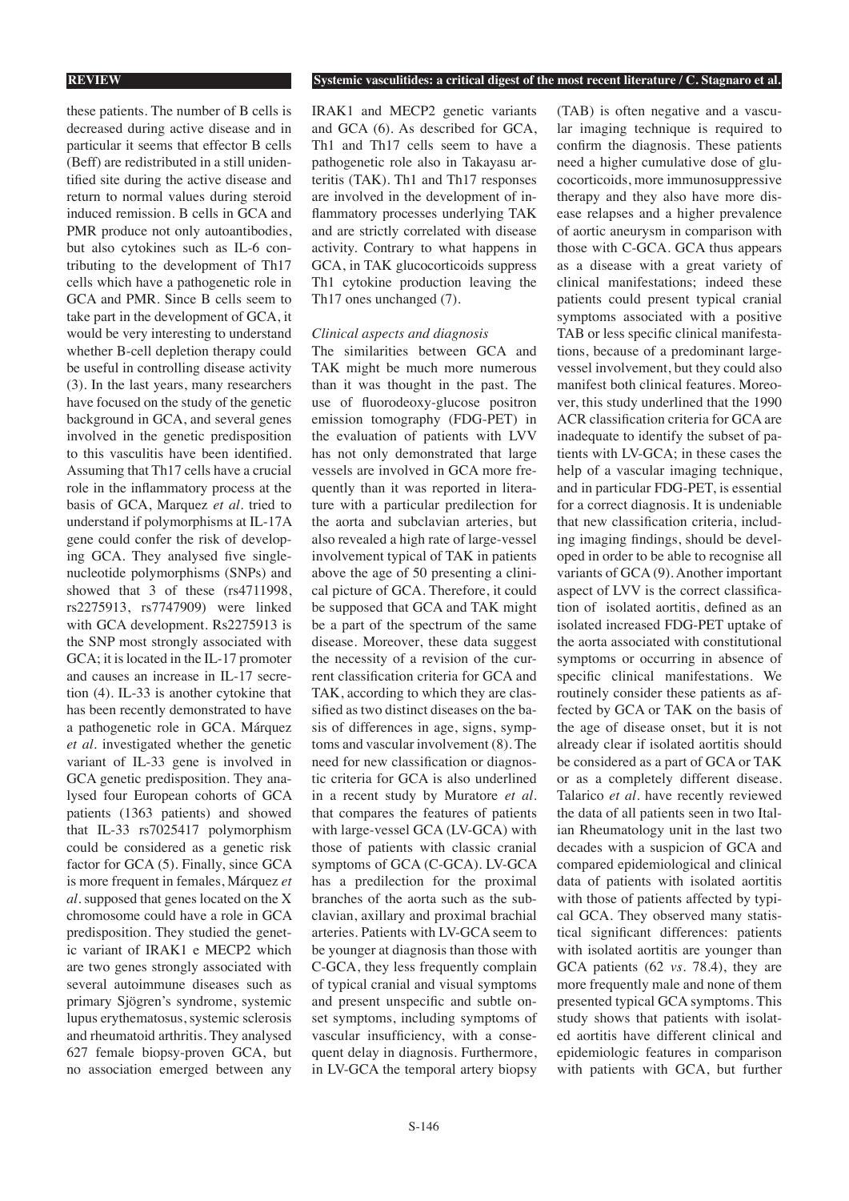these patients. The number of B cells is decreased during active disease and in particular it seems that effector B cells (Beff) are redistributed in a still unidentified site during the active disease and return to normal values during steroid induced remission. B cells in GCA and PMR produce not only autoantibodies, but also cytokines such as IL-6 contributing to the development of Th17 cells which have a pathogenetic role in GCA and PMR. Since B cells seem to take part in the development of GCA, it would be very interesting to understand whether B-cell depletion therapy could be useful in controlling disease activity (3). In the last years, many researchers have focused on the study of the genetic background in GCA, and several genes involved in the genetic predisposition to this vasculitis have been identified. Assuming that Th17 cells have a crucial role in the inflammatory process at the basis of GCA, Marquez *et al.* tried to understand if polymorphisms at IL-17A gene could confer the risk of developing GCA. They analysed five single-nucleotide polymorphisms (SNPs) and showed that 3 of these (rs4711998, rs2275913, rs7747909) were linked with GCA development. Rs2275913 is the SNP most strongly associated with GCA; it is located in the IL-17 promoter and causes an increase in IL-17 secretion (4). IL-33 is another cytokine that has been recently demonstrated to have a pathogenetic role in GCA. Márquez *et al.* investigated whether the genetic variant of IL-33 gene is involved in GCA genetic predisposition. They analysed four European cohorts of GCA patients (1363 patients) and showed that IL-33 rs7025417 polymorphism could be considered as a genetic risk factor for GCA (5). Finally, since GCA is more frequent in females, Márquez *et al.* supposed that genes located on the X chromosome could have a role in GCA predisposition. They studied the genetic variant of IRAK1 e MECP2 which are two genes strongly associated with several autoimmune diseases such as primary Sjögren's syndrome, systemic lupus erythematosus, systemic sclerosis and rheumatoid arthritis. They analysed 627 female biopsy-proven GCA, but no association emerged between any IRAK1 and MECP2 genetic variants and GCA (6). As described for GCA, Th1 and Th17 cells seem to have a pathogenetic role also in Takayasu arteritis (TAK). Th1 and Th17 responses are involved in the development of inflammatory processes underlying TAK and are strictly correlated with disease activity. Contrary to what happens in GCA, in TAK glucocorticoids suppress Th1 cytokine production leaving the Th17 ones unchanged (7).

*Clinical aspects and diagnosis*

The similarities between GCA and TAK might be much more numerous than it was thought in the past. The use of fluorodeoxy-glucose positron emission tomography (FDG-PET) in the evaluation of patients with LVV has not only demonstrated that large vessels are involved in GCA more frequently than it was reported in literature with a particular predilection for the aorta and subclavian arteries, but also revealed a high rate of large-vessel involvement typical of TAK in patients above the age of 50 presenting a clinical picture of GCA. Therefore, it could be supposed that GCA and TAK might be a part of the spectrum of the same disease. Moreover, these data suggest the necessity of a revision of the current classification criteria for GCA and TAK, according to which they are classified as two distinct diseases on the basis of differences in age, signs, symptoms and vascular involvement (8). The need for new classification or diagnostic criteria for GCA is also underlined in a recent study by Muratore *et al.* that compares the features of patients with large-vessel GCA (LV-GCA) with those of patients with classic cranial symptoms of GCA (C-GCA). LV-GCA has a predilection for the proximal branches of the aorta such as the subclavian, axillary and proximal brachial arteries. Patients with LV-GCA seem to be younger at diagnosis than those with C-GCA, they less frequently complain of typical cranial and visual symptoms and present unspecific and subtle onset symptoms, including symptoms of vascular insufficiency, with a consequent delay in diagnosis. Furthermore, in LV-GCA the temporal artery biopsy (TAB) is often negative and a vascular imaging technique is required to confirm the diagnosis. These patients need a higher cumulative dose of glucocorticoids, more immunosuppressive therapy and they also have more disease relapses and a higher prevalence of aortic aneurysm in comparison with those with C-GCA. GCA thus appears as a disease with a great variety of clinical manifestations; indeed these patients could present typical cranial symptoms associated with a positive TAB or less specific clinical manifestations, because of a predominant large-vessel involvement, but they could also manifest both clinical features. Moreover, this study underlined that the 1990 ACR classification criteria for GCA are inadequate to identify the subset of patients with LV-GCA; in these cases the help of a vascular imaging technique, and in particular FDG-PET, is essential for a correct diagnosis. It is undeniable that new classification criteria, including imaging findings, should be developed in order to be able to recognise all variants of GCA (9). Another important aspect of LVV is the correct classification of isolated aortitis, defined as an isolated increased FDG-PET uptake of the aorta associated with constitutional symptoms or occurring in absence of specific clinical manifestations. We routinely consider these patients as affected by GCA or TAK on the basis of the age of disease onset, but it is not already clear if isolated aortitis should be considered as a part of GCA or TAK or as a completely different disease. Talarico *et al.* have recently reviewed the data of all patients seen in two Italian Rheumatology unit in the last two decades with a suspicion of GCA and compared epidemiological and clinical data of patients with isolated aortitis with those of patients affected by typical GCA. They observed many statistical significant differences: patients with isolated aortitis are younger than GCA patients (62 *vs.* 78.4), they are more frequently male and none of them presented typical GCA symptoms. This study shows that patients with isolated aortitis have different clinical and epidemiologic features in comparison with patients with GCA, but further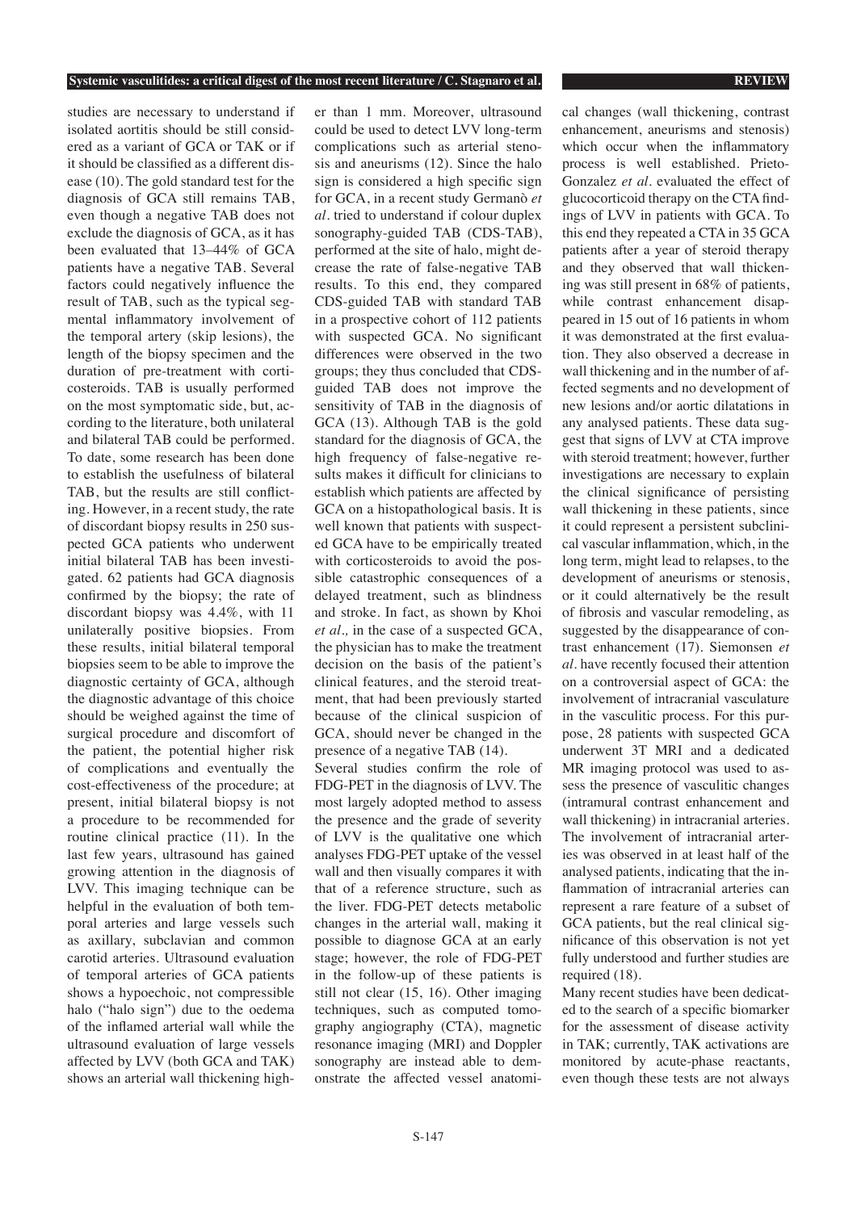studies are necessary to understand if isolated aortitis should be still considered as a variant of GCA or TAK or if it should be classified as a different disease (10). The gold standard test for the diagnosis of GCA still remains TAB, even though a negative TAB does not exclude the diagnosis of GCA, as it has been evaluated that 13–44% of GCA patients have a negative TAB. Several factors could negatively influence the result of TAB, such as the typical segmental inflammatory involvement of the temporal artery (skip lesions), the length of the biopsy specimen and the duration of pre-treatment with corticosteroids. TAB is usually performed on the most symptomatic side, but, according to the literature, both unilateral and bilateral TAB could be performed. To date, some research has been done to establish the usefulness of bilateral TAB, but the results are still conflicting. However, in a recent study, the rate of discordant biopsy results in 250 suspected GCA patients who underwent initial bilateral TAB has been investigated. 62 patients had GCA diagnosis confirmed by the biopsy; the rate of discordant biopsy was 4.4%, with 11 unilaterally positive biopsies. From these results, initial bilateral temporal biopsies seem to be able to improve the diagnostic certainty of GCA, although the diagnostic advantage of this choice should be weighed against the time of surgical procedure and discomfort of the patient, the potential higher risk of complications and eventually the cost-effectiveness of the procedure; at present, initial bilateral biopsy is not a procedure to be recommended for routine clinical practice (11). In the last few years, ultrasound has gained growing attention in the diagnosis of LVV. This imaging technique can be helpful in the evaluation of both temporal arteries and large vessels such as axillary, subclavian and common carotid arteries. Ultrasound evaluation of temporal arteries of GCA patients shows a hypoechoic, not compressible halo ("halo sign") due to the oedema of the inflamed arterial wall while the ultrasound evaluation of large vessels affected by LVV (both GCA and TAK) shows an arterial wall thickening higher than 1 mm. Moreover, ultrasound could be used to detect LVV long-term complications such as arterial stenosis and aneurisms (12). Since the halo sign is considered a high specific sign for GCA, in a recent study Germanò *et al*. tried to understand if colour duplex sonography-guided TAB (CDS-TAB), performed at the site of halo, might decrease the rate of false-negative TAB results. To this end, they compared CDS-guided TAB with standard TAB in a prospective cohort of 112 patients with suspected GCA. No significant differences were observed in the two groups; they thus concluded that CDS-guided TAB does not improve the sensitivity of TAB in the diagnosis of GCA (13). Although TAB is the gold standard for the diagnosis of GCA, the high frequency of false-negative results makes it difficult for clinicians to establish which patients are affected by GCA on a histopathological basis. It is well known that patients with suspected GCA have to be empirically treated with corticosteroids to avoid the possible catastrophic consequences of a delayed treatment, such as blindness and stroke. In fact, as shown by Khoi *et al.,* in the case of a suspected GCA, the physician has to make the treatment decision on the basis of the patient's clinical features, and the steroid treatment, that had been previously started because of the clinical suspicion of GCA, should never be changed in the presence of a negative TAB (14).

Several studies confirm the role of FDG-PET in the diagnosis of LVV. The most largely adopted method to assess the presence and the grade of severity of LVV is the qualitative one which analyses FDG-PET uptake of the vessel wall and then visually compares it with that of a reference structure, such as the liver. FDG-PET detects metabolic changes in the arterial wall, making it possible to diagnose GCA at an early stage; however, the role of FDG-PET in the follow-up of these patients is still not clear (15, 16). Other imaging techniques, such as computed tomography angiography (CTA), magnetic resonance imaging (MRI) and Doppler sonography are instead able to demonstrate the affected vessel anatomical changes (wall thickening, contrast enhancement, aneurisms and stenosis) which occur when the inflammatory process is well established. Prieto-Gonzalez *et al*. evaluated the effect of glucocorticoid therapy on the CTA findings of LVV in patients with GCA. To this end they repeated a CTA in 35 GCA patients after a year of steroid therapy and they observed that wall thickening was still present in 68% of patients, while contrast enhancement disappeared in 15 out of 16 patients in whom it was demonstrated at the first evaluation. They also observed a decrease in wall thickening and in the number of affected segments and no development of new lesions and/or aortic dilatations in any analysed patients. These data suggest that signs of LVV at CTA improve with steroid treatment; however, further investigations are necessary to explain the clinical significance of persisting wall thickening in these patients, since it could represent a persistent subclinical vascular inflammation, which, in the long term, might lead to relapses, to the development of aneurisms or stenosis, or it could alternatively be the result of fibrosis and vascular remodeling, as suggested by the disappearance of contrast enhancement (17). Siemonsen *et al*. have recently focused their attention on a controversial aspect of GCA: the involvement of intracranial vasculature in the vasculitic process. For this purpose, 28 patients with suspected GCA underwent 3T MRI and a dedicated MR imaging protocol was used to assess the presence of vasculitic changes (intramural contrast enhancement and wall thickening) in intracranial arteries. The involvement of intracranial arteries was observed in at least half of the analysed patients, indicating that the inflammation of intracranial arteries can represent a rare feature of a subset of GCA patients, but the real clinical significance of this observation is not yet fully understood and further studies are required (18).

Many recent studies have been dedicated to the search of a specific biomarker for the assessment of disease activity in TAK; currently, TAK activations are monitored by acute-phase reactants, even though these tests are not always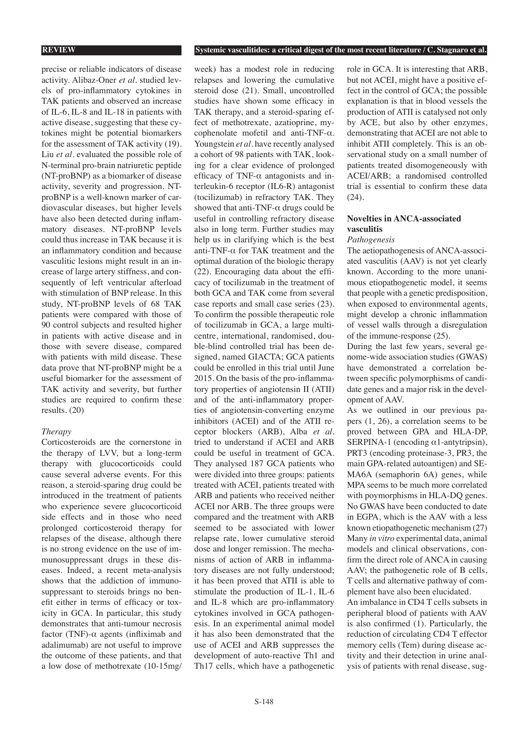precise or reliable indicators of disease activity. Alibaz-Oner *et al.* studied levels of pro-inflammatory cytokines in TAK patients and observed an increase of IL-6, IL-8 and IL-18 in patients with active disease, suggesting that these cytokines might be potential biomarkers for the assessment of TAK activity (19). Liu *et al.* evaluated the possible role of N-terminal pro-brain natriuretic peptide (NT-proBNP) as a biomarker of disease activity, severity and progression. NT-proBNP is a well-known marker of cardiovascular diseases, but higher levels have also been detected during inflammatory diseases. NT-proBNP levels could thus increase in TAK because it is an inflammatory condition and because vasculitic lesions might result in an increase of large artery stiffness, and consequently of left ventricular afterload with stimulation of BNP release. In this study, NT-proBNP levels of 68 TAK patients were compared with those of 90 control subjects and resulted higher in patients with active disease and in those with severe disease, compared with patients with mild disease. These data prove that NT-proBNP might be a useful biomarker for the assessment of TAK activity and severity, but further studies are required to confirm these results. (20)

*Therapy*

Corticosteroids are the cornerstone in the therapy of LVV, but a long-term therapy with glucocorticoids could cause several adverse events. For this reason, a steroid-sparing drug could be introduced in the treatment of patients who experience severe glucocorticoid side effects and in those who need prolonged corticosteroid therapy for relapses of the disease, although there is no strong evidence on the use of immunosuppressant drugs in these diseases. Indeed, a recent meta-analysis shows that the addiction of immunosuppressant to steroids brings no benefit either in terms of efficacy or toxicity in GCA. In particular, this study demonstrates that anti-tumour necrosis factor (TNF)-α agents (infliximab and adalimumab) are not useful to improve the outcome of these patients, and that a low dose of methotrexate (10-15mg/week) has a modest role in reducing relapses and lowering the cumulative steroid dose (21). Small, uncontrolled studies have shown some efficacy in TAK therapy, and a steroid-sparing effect of methotrexate, azatioprine, mycophenolate mofetil and anti-TNF-α. Youngstein *et al.* have recently analysed a cohort of 98 patients with TAK, looking for a clear evidence of prolonged efficacy of TNF-α antagonists and interleukin-6 receptor (IL6-R) antagonist (tocilizumab) in refractory TAK. They showed that anti-TNF-α drugs could be useful in controlling refractory disease also in long term. Further studies may help us in clarifying which is the best anti-TNF-α for TAK treatment and the optimal duration of the biologic therapy (22). Encouraging data about the efficacy of tocilizumab in the treatment of both GCA and TAK come from several case reports and small case series (23). To confirm the possible therapeutic role of tocilizumab in GCA, a large multicentre, international, randomised, double-blind controlled trial has been designed, named GIACTA; GCA patients could be enrolled in this trial until June 2015. On the basis of the pro-inflammatory properties of angiotensin II (ATII) and of the anti-inflammatory properties of angiotensin-converting enzyme inhibitors (ACEI) and of the ATII receptor blockers (ARB), Alba *et al.* tried to understand if ACEI and ARB could be useful in treatment of GCA. They analysed 187 GCA patients who were divided into three groups: patients treated with ACEI, patients treated with ARB and patients who received neither ACEI nor ARB. The three groups were compared and the treatment with ARB seemed to be associated with lower relapse rate, lower cumulative steroid dose and longer remission. The mechanisms of action of ARB in inflammatory diseases are not fully understood; it has been proved that ATII is able to stimulate the production of IL-1, IL-6 and IL-8 which are pro-inflammatory cytokines involved in GCA pathogenesis. In an experimental animal model it has also been demonstrated that the use of ACEI and ARB suppresses the development of auto-reactive Th1 and Th17 cells, which have a pathogenetic role in GCA. It is interesting that ARB, but not ACEI, might have a positive effect in the control of GCA; the possible explanation is that in blood vessels the production of ATII is catalysed not only by ACE, but also by other enzymes, demonstrating that ACEI are not able to inhibit ATII completely. This is an observational study on a small number of patients treated disomogeneously with ACEI/ARB; a randomised controlled trial is essential to confirm these data (24).

## Novelties in ANCA-associated vasculitis

*Pathogenesis*

The aetiopathogenesis of ANCA-associated vasculitis (AAV) is not yet clearly known. According to the more unanimous etiopathogenetic model, it seems that people with a genetic predisposition, when exposed to environmental agents, might develop a chronic inflammation of vessel walls through a disregulation of the immune-response (25).

During the last few years, several genome-wide association studies (GWAS) have demonstrated a correlation between specific polymorphisms of candidate genes and a major risk in the development of AAV.

As we outlined in our previous papers (1, 26), a correlation seems to be proved between GPA and HLA-DP, SERPINA-1 (encoding α1-antytripsin), PRT3 (encoding proteinase-3, PR3, the main GPA-related autoantigen) and SEMA6A (semaphorin 6A) genes, while MPA seems to be much more correlated with poymorphisms in HLA-DQ genes. No GWAS have been conducted to date in EGPA, which is the AAV with a less known etiopathogenetic mechanism (27) Many *in vitro* experimental data, animal models and clinical observations, confirm the direct role of ANCA in causing AAV; the pathogenetic role of B cells, T cells and alternative pathway of complement have also been elucidated.

An imbalance in CD4 T cells subsets in peripheral blood of patients with AAV is also confirmed (1). Particularly, the reduction of circulating CD4 T effector memory cells (Tem) during disease activity and their detection in urine analysis of patients with renal disease, sug-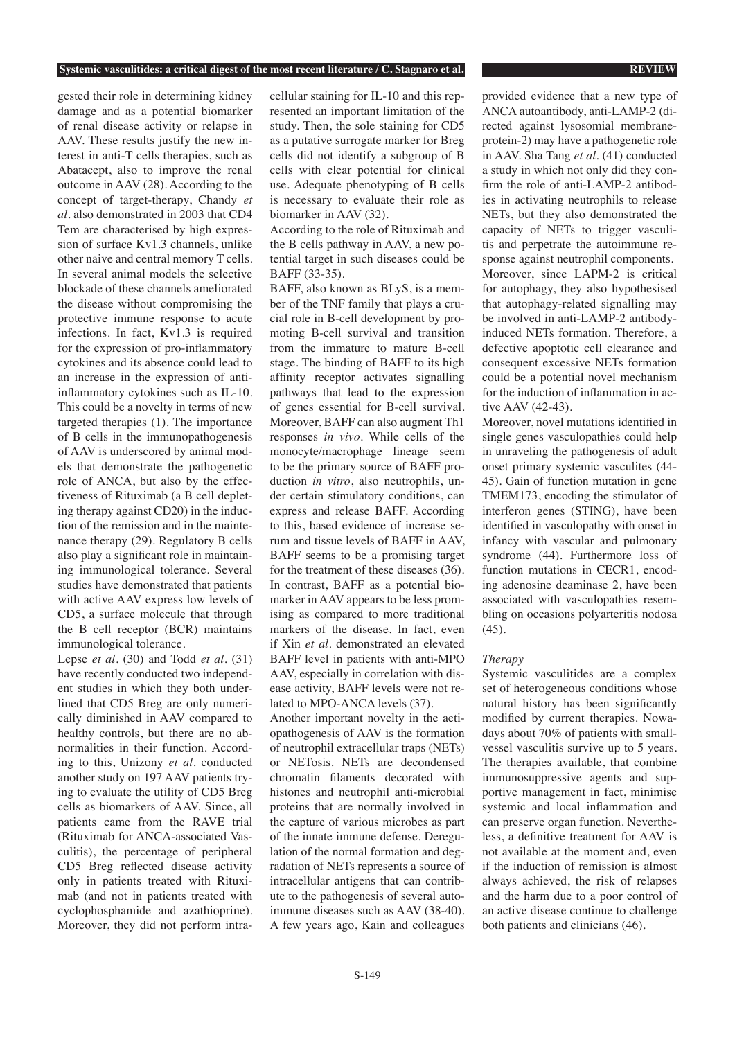gested their role in determining kidney damage and as a potential biomarker of renal disease activity or relapse in AAV. These results justify the new interest in anti-T cells therapies, such as Abatacept, also to improve the renal outcome in AAV (28). According to the concept of target-therapy, Chandy *et al.* also demonstrated in 2003 that CD4 Tem are characterised by high expression of surface Kv1.3 channels, unlike other naive and central memory T cells. In several animal models the selective blockade of these channels ameliorated the disease without compromising the protective immune response to acute infections. In fact, Kv1.3 is required for the expression of pro-inflammatory cytokines and its absence could lead to an increase in the expression of anti-inflammatory cytokines such as IL-10. This could be a novelty in terms of new targeted therapies (1). The importance of B cells in the immunopathogenesis of AAV is underscored by animal models that demonstrate the pathogenetic role of ANCA, but also by the effectiveness of Rituximab (a B cell depleting therapy against CD20) in the induction of the remission and in the maintenance therapy (29). Regulatory B cells also play a significant role in maintaining immunological tolerance. Several studies have demonstrated that patients with active AAV express low levels of CD5, a surface molecule that through the B cell receptor (BCR) maintains immunological tolerance.

Lepse *et al.* (30) and Todd *et al.* (31) have recently conducted two independent studies in which they both underlined that CD5 Breg are only numerically diminished in AAV compared to healthy controls, but there are no abnormalities in their function. According to this, Unizony *et al.* conducted another study on 197 AAV patients trying to evaluate the utility of CD5 Breg cells as biomarkers of AAV. Since, all patients came from the RAVE trial (Rituximab for ANCA-associated Vasculitis), the percentage of peripheral CD5 Breg reflected disease activity only in patients treated with Rituximab (and not in patients treated with cyclophosphamide and azathioprine). Moreover, they did not perform intracellular staining for IL-10 and this represented an important limitation of the study. Then, the sole staining for CD5 as a putative surrogate marker for Breg cells did not identify a subgroup of B cells with clear potential for clinical use. Adequate phenotyping of B cells is necessary to evaluate their role as biomarker in AAV (32).

According to the role of Rituximab and the B cells pathway in AAV, a new potential target in such diseases could be BAFF (33-35).

BAFF, also known as BLyS, is a member of the TNF family that plays a crucial role in B-cell development by promoting B-cell survival and transition from the immature to mature B-cell stage. The binding of BAFF to its high affinity receptor activates signalling pathways that lead to the expression of genes essential for B-cell survival. Moreover, BAFF can also augment Th1 responses *in vivo*. While cells of the monocyte/macrophage lineage seem to be the primary source of BAFF production *in vitro*, also neutrophils, under certain stimulatory conditions, can express and release BAFF. According to this, based evidence of increase serum and tissue levels of BAFF in AAV, BAFF seems to be a promising target for the treatment of these diseases (36). In contrast, BAFF as a potential biomarker in AAV appears to be less promising as compared to more traditional markers of the disease. In fact, even if Xin *et al.* demonstrated an elevated BAFF level in patients with anti-MPO AAV, especially in correlation with disease activity, BAFF levels were not related to MPO-ANCA levels (37).

Another important novelty in the aetiopathogenesis of AAV is the formation of neutrophil extracellular traps (NETs) or NETosis. NETs are decondensed chromatin filaments decorated with histones and neutrophil anti-microbial proteins that are normally involved in the capture of various microbes as part of the innate immune defense. Deregulation of the normal formation and degradation of NETs represents a source of intracellular antigens that can contribute to the pathogenesis of several autoimmune diseases such as AAV (38-40). A few years ago, Kain and colleagues provided evidence that a new type of ANCA autoantibody, anti-LAMP-2 (directed against lysosomial membrane-protein-2) may have a pathogenic role in AAV. Sha Tang *et al.* (41) conducted a study in which not only did they confirm the role of anti-LAMP-2 antibodies in activating neutrophils to release NETs, but they also demonstrated the capacity of NETs to trigger vasculitis and perpetrate the autoimmune response against neutrophil components. Moreover, since LAPM-2 is critical for autophagy, they also hypothesised that autophagy-related signalling may be involved in anti-LAMP-2 antibody-induced NETs formation. Therefore, a defective apoptotic cell clearance and consequent excessive NETs formation could be a potential novel mechanism for the induction of inflammation in active AAV (42-43).

Moreover, novel mutations identified in single genes vasculopathies could help in unraveling the pathogenesis of adult onset primary systemic vasculites (44-45). Gain of function mutation in gene TMEM173, encoding the stimulator of interferon genes (STING), have been identified in vasculopathy with onset in infancy with vascular and pulmonary syndrome (44). Furthermore loss of function mutations in CECR1, encoding adenosine deaminase 2, have been associated with vasculopathies resembling on occasions polyarteritis nodosa (45).

### *Therapy*

Systemic vasculitides are a complex set of heterogeneous conditions whose natural history has been significantly modified by current therapies. Nowadays about 70% of patients with small-vessel vasculitis survive up to 5 years. The therapies available, that combine immunosuppressive agents and supportive management in fact, minimise systemic and local inflammation and can preserve organ function. Nevertheless, a definitive treatment for AAV is not available at the moment and, even if the induction of remission is almost always achieved, the risk of relapses and the harm due to a poor control of an active disease continue to challenge both patients and clinicians (46).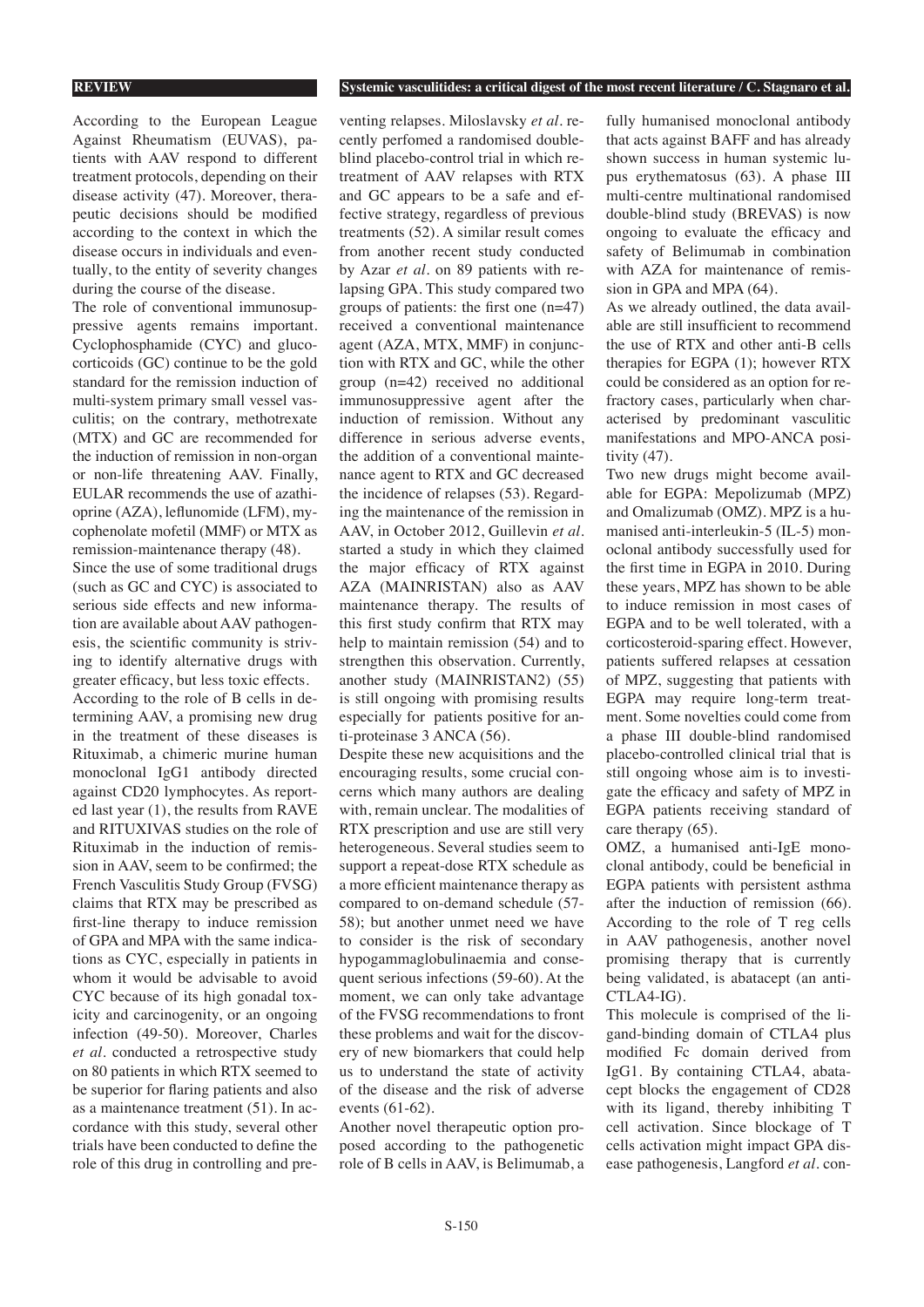According to the European League Against Rheumatism (EUVAS), patients with AAV respond to different treatment protocols, depending on their disease activity (47). Moreover, therapeutic decisions should be modified according to the context in which the disease occurs in individuals and eventually, to the entity of severity changes during the course of the disease.

The role of conventional immunosuppressive agents remains important. Cyclophosphamide (CYC) and glucocorticoids (GC) continue to be the gold standard for the remission induction of multi-system primary small vessel vasculitis; on the contrary, methotrexate (MTX) and GC are recommended for the induction of remission in non-organ or non-life threatening AAV. Finally, EULAR recommends the use of azathioprine (AZA), leflunomide (LFM), mycophenolate mofetil (MMF) or MTX as remission-maintenance therapy (48).

Since the use of some traditional drugs (such as GC and CYC) is associated to serious side effects and new information are available about AAV pathogenesis, the scientific community is striving to identify alternative drugs with greater efficacy, but less toxic effects.

According to the role of B cells in determining AAV, a promising new drug in the treatment of these diseases is Rituximab, a chimeric murine human monoclonal IgG1 antibody directed against CD20 lymphocytes. As reported last year (1), the results from RAVE and RITUXIVAS studies on the role of Rituximab in the induction of remission in AAV, seem to be confirmed; the French Vasculitis Study Group (FVSG) claims that RTX may be prescribed as first-line therapy to induce remission of GPA and MPA with the same indications as CYC, especially in patients in whom it would be advisable to avoid CYC because of its high gonadal toxicity and carcinogenity, or an ongoing infection (49-50). Moreover, Charles *et al.* conducted a retrospective study on 80 patients in which RTX seemed to be superior for flaring patients and also as a maintenance treatment (51). In accordance with this study, several other trials have been conducted to define the role of this drug in controlling and preventing relapses. Miloslavsky *et al.* recently perfomed a randomised double-blind placebo-control trial in which retreatment of AAV relapses with RTX and GC appears to be a safe and effective strategy, regardless of previous treatments (52). A similar result comes from another recent study conducted by Azar *et al.* on 89 patients with relapsing GPA. This study compared two groups of patients: the first one (n=47) received a conventional maintenance agent (AZA, MTX, MMF) in conjunction with RTX and GC, while the other group (n=42) received no additional immunosuppressive agent after the induction of remission. Without any difference in serious adverse events, the addition of a conventional maintenance agent to RTX and GC decreased the incidence of relapses (53). Regarding the maintenance of the remission in AAV, in October 2012, Guillevin *et al.* started a study in which they claimed the major efficacy of RTX against AZA (MAINRISTAN) also as AAV maintenance therapy. The results of this first study confirm that RTX may help to maintain remission (54) and to strengthen this observation. Currently, another study (MAINRISTAN2) (55) is still ongoing with promising results especially for patients positive for anti-proteinase 3 ANCA (56).

Despite these new acquisitions and the encouraging results, some crucial concerns which many authors are dealing with, remain unclear. The modalities of RTX prescription and use are still very heterogeneous. Several studies seem to support a repeat-dose RTX schedule as a more efficient maintenance therapy as compared to on-demand schedule (57-58); but another unmet need we have to consider is the risk of secondary hypogammaglobulinaemia and consequent serious infections (59-60). At the moment, we can only take advantage of the FVSG recommendations to front these problems and wait for the discovery of new biomarkers that could help us to understand the state of activity of the disease and the risk of adverse events (61-62).

Another novel therapeutic option proposed according to the pathogenetic role of B cells in AAV, is Belimumab, a fully humanised monoclonal antibody that acts against BAFF and has already shown success in human systemic lupus erythematosus (63). A phase III multi-centre multinational randomised double-blind study (BREVAS) is now ongoing to evaluate the efficacy and safety of Belimumab in combination with AZA for maintenance of remission in GPA and MPA (64).

As we already outlined, the data available are still insufficient to recommend the use of RTX and other anti-B cells therapies for EGPA (1); however RTX could be considered as an option for refractory cases, particularly when characterised by predominant vasculitic manifestations and MPO-ANCA positivity (47).

Two new drugs might become available for EGPA: Mepolizumab (MPZ) and Omalizumab (OMZ). MPZ is a humanised anti-interleukin-5 (IL-5) monoclonal antibody successfully used for the first time in EGPA in 2010. During these years, MPZ has shown to be able to induce remission in most cases of EGPA and to be well tolerated, with a corticosteroid-sparing effect. However, patients suffered relapses at cessation of MPZ, suggesting that patients with EGPA may require long-term treatment. Some novelties could come from a phase III double-blind randomised placebo-controlled clinical trial that is still ongoing whose aim is to investigate the efficacy and safety of MPZ in EGPA patients receiving standard of care therapy (65).

OMZ, a humanised anti-IgE monoclonal antibody, could be beneficial in EGPA patients with persistent asthma after the induction of remission (66). According to the role of T reg cells in AAV pathogenesis, another novel promising therapy that is currently being validated, is abatacept (an anti-CTLA4-IG).

This molecule is comprised of the ligand-binding domain of CTLA4 plus modified Fc domain derived from IgG1. By containing CTLA4, abatacept blocks the engagement of CD28 with its ligand, thereby inhibiting T cell activation. Since blockage of T cells activation might impact GPA disease pathogenesis, Langford *et al.* con-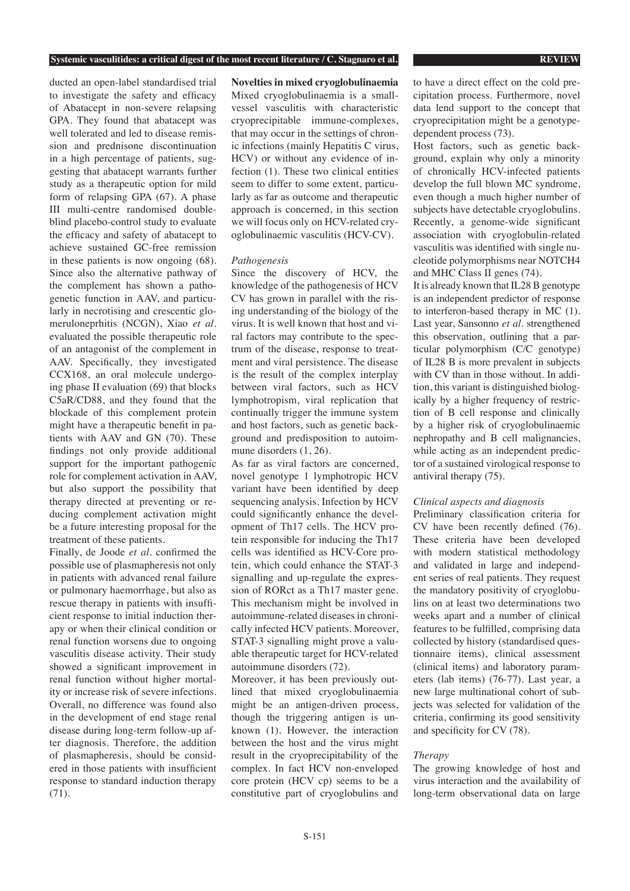ducted an open-label standardised trial to investigate the safety and efficacy of Abatacept in non-severe relapsing GPA. They found that abatacept was well tolerated and led to disease remission and prednisone discontinuation in a high percentage of patients, suggesting that abatacept warrants further study as a therapeutic option for mild form of relapsing GPA (67). A phase III multi-centre randomised double-blind placebo-control study to evaluate the efficacy and safety of abatacept to achieve sustained GC-free remission in these patients is now ongoing (68). Since also the alternative pathway of the complement has shown a pathogenetic function in AAV, and particularly in necrotising and crescentic glomerulonephritis (NCGN), Xiao *et al.* evaluated the possible therapeutic role of an antagonist of the complement in AAV. Specifically, they investigated CCX168, an oral molecule undergoing phase II evaluation (69) that blocks C5aR/CD88, and they found that the blockade of this complement protein might have a therapeutic benefit in patients with AAV and GN (70). These findings not only provide additional support for the important pathogenic role for complement activation in AAV, but also support the possibility that therapy directed at preventing or reducing complement activation might be a future interesting proposal for the treatment of these patients.

Finally, de Joode *et al.* confirmed the possible use of plasmapheresis not only in patients with advanced renal failure or pulmonary haemorrhage, but also as rescue therapy in patients with insufficient response to initial induction therapy or when their clinical condition or renal function worsens due to ongoing vasculitis disease activity. Their study showed a significant improvement in renal function without higher mortality or increase risk of severe infections. Overall, no difference was found also in the development of end stage renal disease during long-term follow-up after diagnosis. Therefore, the addition of plasmapheresis, should be considered in those patients with insufficient response to standard induction therapy (71).

## Novelties in mixed cryoglobulinaemia

Mixed cryoglobulinaemia is a small-vessel vasculitis with characteristic cryoprecipitable immune-complexes, that may occur in the settings of chronic infections (mainly Hepatitis C virus, HCV) or without any evidence of infection (1). These two clinical entities seem to differ to some extent, particularly as far as outcome and therapeutic approach is concerned, in this section we will focus only on HCV-related cryoglobulinaemic vasculitis (HCV-CV).

### *Pathogenesis*

Since the discovery of HCV, the knowledge of the pathogenesis of HCV CV has grown in parallel with the rising understanding of the biology of the virus. It is well known that host and viral factors may contribute to the spectrum of the disease, response to treatment and viral persistence. The disease is the result of the complex interplay between viral factors, such as HCV lymphotropism, viral replication that continually trigger the immune system and host factors, such as genetic background and predisposition to autoimmune disorders (1, 26).

As far as viral factors are concerned, novel genotype 1 lymphotropic HCV variant have been identified by deep sequencing analysis. Infection by HCV could significantly enhance the development of Th17 cells. The HCV protein responsible for inducing the Th17 cells was identified as HCV-Core protein, which could enhance the STAT-3 signalling and up-regulate the expression of RORct as a Th17 master gene. This mechanism might be involved in autoimmune-related diseases in chronically infected HCV patients. Moreover, STAT-3 signalling might prove a valuable therapeutic target for HCV-related autoimmune disorders (72).

Moreover, it has been previously outlined that mixed cryoglobulinaemia might be an antigen-driven process, though the triggering antigen is unknown (1). However, the interaction between the host and the virus might result in the cryoprecipitability of the complex. In fact HCV non-enveloped core protein (HCV cp) seems to be a constitutive part of cryoglobulins and to have a direct effect on the cold precipitation process. Furthermore, novel data lend support to the concept that cryoprecipitation might be a genotype-dependent process (73).

Host factors, such as genetic background, explain why only a minority of chronically HCV-infected patients develop the full blown MC syndrome, even though a much higher number of subjects have detectable cryoglobulins. Recently, a genome-wide significant association with cryoglobulin-related vasculitis was identified with single nucleotide polymorphisms near NOTCH4 and MHC Class II genes (74).

It is already known that IL28 B genotype is an independent predictor of response to interferon-based therapy in MC (1). Last year, Sansonno *et al.* strengthened this observation, outlining that a particular polymorphism (C/C genotype) of IL28 B is more prevalent in subjects with CV than in those without. In addition, this variant is distinguished biologically by a higher frequency of restriction of B cell response and clinically by a higher risk of cryoglobulinaemic nephropathy and B cell malignancies, while acting as an independent predictor of a sustained virological response to antiviral therapy (75).

### *Clinical aspects and diagnosis*

Preliminary classification criteria for CV have been recently defined (76). These criteria have been developed with modern statistical methodology and validated in large and independent series of real patients. They request the mandatory positivity of cryoglobulins on at least two determinations two weeks apart and a number of clinical features to be fulfilled, comprising data collected by history (standardised questionnaire items), clinical assessment (clinical items) and laboratory parameters (lab items) (76-77). Last year, a new large multinational cohort of subjects was selected for validation of the criteria, confirming its good sensitivity and specificity for CV (78).

### *Therapy*

The growing knowledge of host and virus interaction and the availability of long-term observational data on large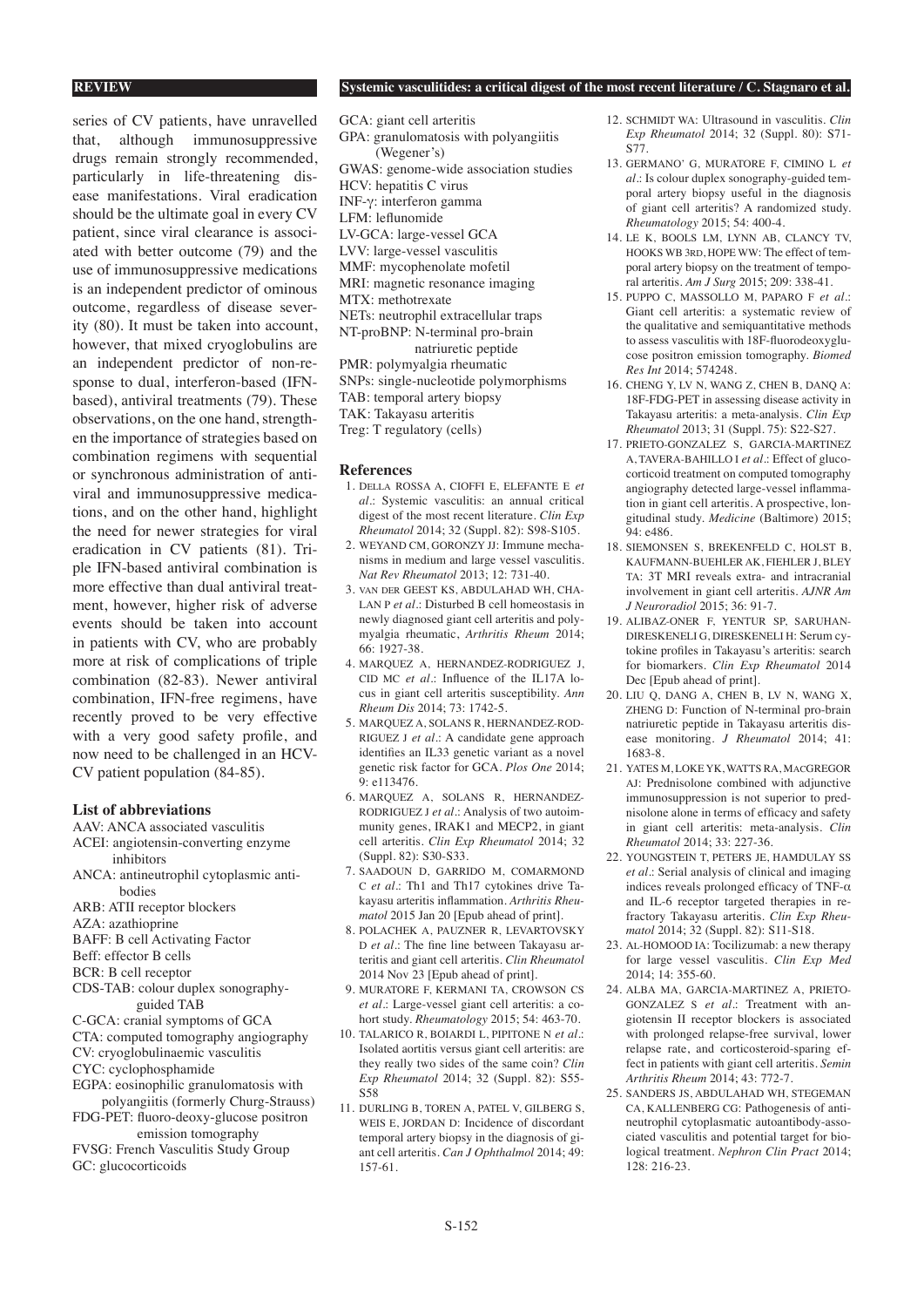series of CV patients, have unravelled that, although immunosuppressive drugs remain strongly recommended, particularly in life-threatening disease manifestations. Viral eradication should be the ultimate goal in every CV patient, since viral clearance is associated with better outcome (79) and the use of immunosuppressive medications is an independent predictor of ominous outcome, regardless of disease severity (80). It must be taken into account, however, that mixed cryoglobulins are an independent predictor of non-response to dual, interferon-based (IFN-based), antiviral treatments (79). These observations, on the one hand, strengthen the importance of strategies based on combination regimens with sequential or synchronous administration of antiviral and immunosuppressive medications, and on the other hand, highlight the need for newer strategies for viral eradication in CV patients (81). Triple IFN-based antiviral combination is more effective than dual antiviral treatment, however, higher risk of adverse events should be taken into account in patients with CV, who are probably more at risk of complications of triple combination (82-83). Newer antiviral combination, IFN-free regimens, have recently proved to be very effective with a very good safety profile, and now need to be challenged in an HCV-CV patient population (84-85).

### List of abbreviations

AAV: ANCA associated vasculitis
ACEI: angiotensin-converting enzyme inhibitors
ANCA: antineutrophil cytoplasmic antibodies
ARB: ATII receptor blockers
AZA: azathioprine
BAFF: B cell Activating Factor
Beff: effector B cells
BCR: B cell receptor
CDS-TAB: colour duplex sonography-guided TAB
C-GCA: cranial symptoms of GCA
CTA: computed tomography angiography
CV: cryoglobulinaemic vasculitis
CYC: cyclophosphamide
EGPA: eosinophilic granulomatosis with polyangiitis (formerly Churg-Strauss)
FDG-PET: fluoro-deoxy-glucose positron emission tomography
FVSG: French Vasculitis Study Group
GC: glucocorticoids
GCA: giant cell arteritis
GPA: granulomatosis with polyangiitis (Wegener's)
GWAS: genome-wide association studies
HCV: hepatitis C virus
INF-γ: interferon gamma
LFM: leflunomide
LV-GCA: large-vessel GCA
LVV: large-vessel vasculitis
MMF: mycophenolate mofetil
MRI: magnetic resonance imaging
MTX: methotrexate
NETs: neutrophil extracellular traps
NT-proBNP: N-terminal pro-brain natriuretic peptide
PMR: polymyalgia rheumatic
SNPs: single-nucleotide polymorphisms
TAB: temporal artery biopsy
TAK: Takayasu arteritis
Treg: T regulatory (cells)

### References

1. DELLA ROSSA A, CIOFFI E, ELEFANTE E *et al.*: Systemic vasculitis: an annual critical digest of the most recent literature. *Clin Exp Rheumatol* 2014; 32 (Suppl. 82): S98-S105.
2. WEYAND CM, GORONZY JJ: Immune mechanisms in medium and large vessel vasculitis. *Nat Rev Rheumatol* 2013; 12: 731-40.
3. VAN DER GEEST KS, ABDULAHAD WH, CHALAN P *et al.*: Disturbed B cell homeostasis in newly diagnosed giant cell arteritis and polymyalgia rheumatic, *Arthritis Rheum* 2014; 66: 1927-38.
4. MARQUEZ A, HERNANDEZ-RODRIGUEZ J, CID MC *et al.*: Influence of the IL17A locus in giant cell arteritis susceptibility. *Ann Rheum Dis* 2014; 73: 1742-5.
5. MARQUEZ A, SOLANS R, HERNANDEZ-RODRIGUEZ J *et al.*: A candidate gene approach identifies an IL33 genetic variant as a novel genetic risk factor for GCA. *Plos One* 2014; 9: e113476.
6. MARQUEZ A, SOLANS R, HERNANDEZ-RODRIGUEZ J *et al.*: Analysis of two autoimmunity genes, IRAK1 and MECP2, in giant cell arteritis. *Clin Exp Rheumatol* 2014; 32 (Suppl. 82): S30-S33.
7. SAADOUN D, GARRIDO M, COMARMOND C *et al.*: Th1 and Th17 cytokines drive Takayasu arteritis inflammation. *Arthritis Rheumatol* 2015 Jan 20 [Epub ahead of print].
8. POLACHEK A, PAUZNER R, LEVARTOVSKY D *et al.*: The fine line between Takayasu arteritis and giant cell arteritis. *Clin Rheumatol* 2014 Nov 23 [Epub ahead of print].
9. MURATORE F, KERMANI TA, CROWSON CS *et al.*: Large-vessel giant cell arteritis: a cohort study. *Rheumatology* 2015; 54: 463-70.
10. TALARICO R, BOIARDI L, PIPITONE N *et al.*: Isolated aortitis versus giant cell arteritis: are they really two sides of the same coin? *Clin Exp Rheumatol* 2014; 32 (Suppl. 82): S55-S58
11. DURLING B, TOREN A, PATEL V, GILBERG S, WEIS E, JORDAN D: Incidence of discordant temporal artery biopsy in the diagnosis of giant cell arteritis. *Can J Ophthalmol* 2014; 49: 157-61.
12. SCHMIDT WA: Ultrasound in vasculitis. *Clin Exp Rheumatol* 2014; 32 (Suppl. 80): S71-S77.
13. GERMANO' G, MURATORE F, CIMINO L *et al.*: Is colour duplex sonography-guided temporal artery biopsy useful in the diagnosis of giant cell arteritis? A randomized study. *Rheumatology* 2015; 54: 400-4.
14. LE K, BOOLS LM, LYNN AB, CLANCY TV, HOOKS WB 3RD, HOPE WW: The effect of temporal artery biopsy on the treatment of temporal arteritis. *Am J Surg* 2015; 209: 338-41.
15. PUPPO C, MASSOLLO M, PAPARO F *et al.*: Giant cell arteritis: a systematic review of the qualitative and semiquantitative methods to assess vasculitis with 18F-fluorodeoxyglucose positron emission tomography. *Biomed Res Int* 2014; 574248.
16. CHENG Y, LV N, WANG Z, CHEN B, DANQ A: 18F-FDG-PET in assessing disease activity in Takayasu arteritis: a meta-analysis. *Clin Exp Rheumatol* 2013; 31 (Suppl. 75): S22-S27.
17. PRIETO-GONZALEZ S, GARCIA-MARTINEZ A, TAVERA-BAHILLO I *et al.*: Effect of glucocorticoid treatment on computed tomography angiography detected large-vessel inflammation in giant cell arteritis. A prospective, longitudinal study. *Medicine* (Baltimore) 2015; 94: e486.
18. SIEMONSEN S, BREKENFELD C, HOLST B, KAUFMANN-BUEHLER AK, FIEHLER J, BLEY TA: 3T MRI reveals extra- and intracranial involvement in giant cell arteritis. *AJNR Am J Neuroradiol* 2015; 36: 91-7.
19. ALIBAZ-ONER F, YENTUR SP, SARUHAN-DIRESKENELI G, DIRESKENELI H: Serum cytokine profiles in Takayasu's arteritis: search for biomarkers. *Clin Exp Rheumatol* 2014 Dec [Epub ahead of print].
20. LIU Q, DANG A, CHEN B, LV N, WANG X, ZHENG D: Function of N-terminal pro-brain natriuretic peptide in Takayasu arteritis disease monitoring. *J Rheumatol* 2014; 41: 1683-8.
21. YATES M, LOKE YK, WATTS RA, MACGREGOR AJ: Prednisolone combined with adjunctive immunosuppression is not superior to prednisolone alone in terms of efficacy and safety in giant cell arteritis: meta-analysis. *Clin Rheumatol* 2014; 33: 227-36.
22. YOUNGSTEIN T, PETERS JE, HAMDULAY SS *et al.*: Serial analysis of clinical and imaging indices reveals prolonged efficacy of TNF-α and IL-6 receptor targeted therapies in refractory Takayasu arteritis. *Clin Exp Rheumatol* 2014; 32 (Suppl. 82): S11-S18.
23. AL-HOMOOD IA: Tocilizumab: a new therapy for large vessel vasculitis. *Clin Exp Med* 2014; 14: 355-60.
24. ALBA MA, GARCIA-MARTINEZ A, PRIETO-GONZALEZ S *et al.*: Treatment with angiotensin II receptor blockers is associated with prolonged relapse-free survival, lower relapse rate, and corticosteroid-sparing effect in patients with giant cell arteritis. *Semin Arthritis Rheum* 2014; 43: 772-7.
25. SANDERS JS, ABDULAHAD WH, STEGEMAN CA, KALLENBERG CG: Pathogenesis of antineutrophil cytoplasmatic autoantibody-associated vasculitis and potential target for biological treatment. *Nephron Clin Pract* 2014; 128: 216-23.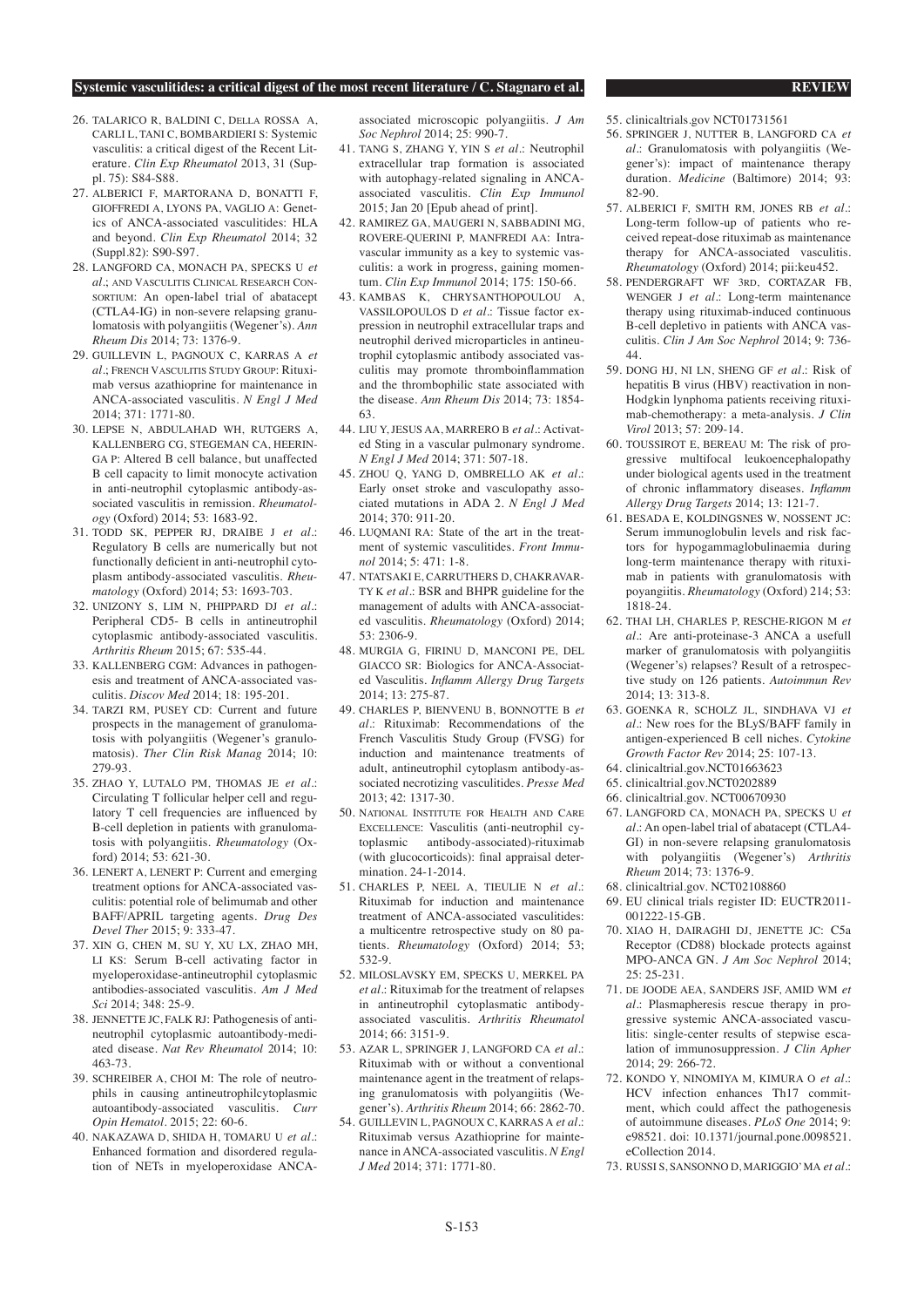26. TALARICO R, BALDINI C, DELLA ROSSA A, CARLI L, TANI C, BOMBARDIERI S: Systemic vasculitis: a critical digest of the Recent Literature. *Clin Exp Rheumatol* 2013, 31 (Suppl. 75): S84-S88.
27. ALBERICI F, MARTORANA D, BONATTI F, GIOFFREDI A, LYONS PA, VAGLIO A: Genetics of ANCA-associated vasculitides: HLA and beyond. *Clin Exp Rheumatol* 2014; 32 (Suppl.82): S90-S97.
28. LANGFORD CA, MONACH PA, SPECKS U *et al*.; AND VASCULITIS CLINICAL RESEARCH CONSORTIUM: An open-label trial of abatacept (CTLA4-IG) in non-severe relapsing granulomatosis with polyangiitis (Wegener's). *Ann Rheum Dis* 2014; 73: 1376-9.
29. GUILLEVIN L, PAGNOUX C, KARRAS A *et al*.; FRENCH VASCULITIS STUDY GROUP: Rituximab versus azathioprine for maintenance in ANCA-associated vasculitis. *N Engl J Med* 2014; 371: 1771-80.
30. LEPSE N, ABDULAHAD WH, RUTGERS A, KALLENBERG CG, STEGEMAN CA, HEERINGA P: Altered B cell balance, but unaffected B cell capacity to limit monocyte activation in anti-neutrophil cytoplasmic antibody-associated vasculitis in remission. *Rheumatology* (Oxford) 2014; 53: 1683-92.
31. TODD SK, PEPPER RJ, DRAIBE J *et al*.: Regulatory B cells are numerically but not functionally deficient in anti-neutrophil cytoplasm antibody-associated vasculitis. *Rheumatology* (Oxford) 2014; 53: 1693-703.
32. UNIZONY S, LIM N, PHIPPARD DJ *et al*.: Peripheral CD5- B cells in antineutrophil cytoplasmic antibody-associated vasculitis. *Arthritis Rheum* 2015; 67: 535-44.
33. KALLENBERG CGM: Advances in pathogenesis and treatment of ANCA-associated vasculitis. *Discov Med* 2014; 18: 195-201.
34. TARZI RM, PUSEY CD: Current and future prospects in the management of granulomatosis with polyangiitis (Wegener's granulomatosis). *Ther Clin Risk Manag* 2014; 10: 279-93.
35. ZHAO Y, LUTALO PM, THOMAS JE *et al*.: Circulating T follicular helper cell and regulatory T cell frequencies are influenced by B-cell depletion in patients with granulomatosis with polyangiitis. *Rheumatology* (Oxford) 2014; 53: 621-30.
36. LENERT A, LENERT P: Current and emerging treatment options for ANCA-associated vasculitis: potential role of belimumab and other BAFF/APRIL targeting agents. *Drug Des Devel Ther* 2015; 9: 333-47.
37. XIN G, CHEN M, SU Y, XU LX, ZHAO MH, LI KS: Serum B-cell activating factor in myeloperoxidase-antineutrophil cytoplasmic antibodies-associated vasculitis. *Am J Med Sci* 2014; 348: 25-9.
38. JENNETTE JC, FALK RJ: Pathogenesis of antineutrophil cytoplasmic autoantibody-mediated disease. *Nat Rev Rheumatol* 2014; 10: 463-73.
39. SCHREIBER A, CHOI M: The role of neutrophils in causing antineutrophilcytoplasmic autoantibody-associated vasculitis. *Curr Opin Hematol*. 2015; 22: 60-6.
40. NAKAZAWA D, SHIDA H, TOMARU U *et al*.: Enhanced formation and disordered regulation of NETs in myeloperoxidase ANCA-associated microscopic polyangiitis. *J Am Soc Nephrol* 2014; 25: 990-7.
41. TANG S, ZHANG Y, YIN S *et al*.: Neutrophil extracellular trap formation is associated with autophagy-related signaling in ANCA-associated vasculitis. *Clin Exp Immunol* 2015; Jan 20 [Epub ahead of print].
42. RAMIREZ GA, MAUGERI N, SABBADINI MG, ROVERE-QUERINI P, MANFREDI AA: Intravascular immunity as a key to systemic vasculitis: a work in progress, gaining momentum. *Clin Exp Immunol* 2014; 175: 150-66.
43. KAMBAS K, CHRYSANTHOPOULOU A, VASSILOPOULOS D *et al*.: Tissue factor expression in neutrophil extracellular traps and neutrophil derived microparticles in antineutrophil cytoplasmic antibody associated vasculitis may promote thromboinflammation and the thrombophilic state associated with the disease. *Ann Rheum Dis* 2014; 73: 1854-63.
44. LIU Y, JESUS AA, MARRERO B *et al*.: Activated Sting in a vascular pulmonary syndrome. *N Engl J Med* 2014; 371: 507-18.
45. ZHOU Q, YANG D, OMBRELLO AK *et al*.: Early onset stroke and vasculopathy associated mutations in ADA 2. *N Engl J Med* 2014; 370: 911-20.
46. LUQMANI RA: State of the art in the treatment of systemic vasculitides. *Front Immunol* 2014; 5: 471: 1-8.
47. NTATSAKI E, CARRUTHERS D, CHAKRAVARTY K *et al*.: BSR and BHPR guideline for the management of adults with ANCA-associated vasculitis. *Rheumatology* (Oxford) 2014; 53: 2306-9.
48. MURGIA G, FIRINU D, MANCONI PE, DEL GIACCO SR: Biologics for ANCA-Associated Vasculitis. *Inflamm Allergy Drug Targets* 2014; 13: 275-87.
49. CHARLES P, BIENVENU B, BONNOTTE B *et al*.: Rituximab: Recommendations of the French Vasculitis Study Group (FVSG) for induction and maintenance treatments of adult, antineutrophil cytoplasm antibody-associated necrotizing vasculitides. *Presse Med* 2013; 42: 1317-30.
50. NATIONAL INSTITUTE FOR HEALTH AND CARE EXCELLENCE: Vasculitis (anti-neutrophil cytoplasmic antibody-associated)-rituximab (with glucocorticoids): final appraisal determination. 24-1-2014.
51. CHARLES P, NEEL A, TIEULIE N *et al*.: Rituximab for induction and maintenance treatment of ANCA-associated vasculitides: a multicentre retrospective study on 80 patients. *Rheumatology* (Oxford) 2014; 53; 532-9.
52. MILOSLAVSKY EM, SPECKS U, MERKEL PA *et al*.: Rituximab for the treatment of relapses in antineutrophil cytoplasmatic antibody-associated vasculitis. *Arthritis Rheumatol* 2014; 66: 3151-9.
53. AZAR L, SPRINGER J, LANGFORD CA *et al*.: Rituximab with or without a conventional maintenance agent in the treatment of relapsing granulomatosis with polyangiitis (Wegener's). *Arthritis Rheum* 2014; 66: 2862-70.
54. GUILLEVIN L, PAGNOUX C, KARRAS A *et al*.: Rituximab versus Azathioprine for maintenance in ANCA-associated vasculitis. *N Engl J Med* 2014; 371: 1771-80.
55. clinicaltrials.gov NCT01731561
56. SPRINGER J, NUTTER B, LANGFORD CA *et al*.: Granulomatosis with polyangiitis (Wegener's): impact of maintenance therapy duration. *Medicine* (Baltimore) 2014; 93: 82-90.
57. ALBERICI F, SMITH RM, JONES RB *et al*.: Long-term follow-up of patients who received repeat-dose rituximab as maintenance therapy for ANCA-associated vasculitis. *Rheumatology* (Oxford) 2014; pii:keu452.
58. PENDERGRAFT WF 3RD, CORTAZAR FB, WENGER J *et al*.: Long-term maintenance therapy using rituximab-induced continuous B-cell depletivo in patients with ANCA vasculitis. *Clin J Am Soc Nephrol* 2014; 9: 736-44.
59. DONG HJ, NI LN, SHENG GF *et al*.: Risk of hepatitis B virus (HBV) reactivation in non-Hodgkin lynphoma patients receiving rituximab-chemotherapy: a meta-analysis. *J Clin Virol* 2013; 57: 209-14.
60. TOUSSIROT E, BEREAU M: The risk of progressive multifocal leukoencephalopathy under biological agents used in the treatment of chronic inflammatory diseases. *Inflamm Allergy Drug Targets* 2014; 13: 121-7.
61. BESADA E, KOLDINGSNES W, NOSSENT JC: Serum immunoglobulin levels and risk factors for hypogammaglobulinaemia during long-term maintenance therapy with rituximab in patients with granulomatosis with poyangiitis. *Rheumatology* (Oxford) 214; 53: 1818-24.
62. THAI LH, CHARLES P, RESCHE-RIGON M *et al*.: Are anti-proteinase-3 ANCA a usefull marker of granulomatosis with polyangiitis (Wegener's) relapses? Result of a retrospective study on 126 patients. *Autoimmun Rev* 2014; 13: 313-8.
63. GOENKA R, SCHOLZ JL, SINDHAVA VJ *et al*.: New roes for the BLyS/BAFF family in antigen-experienced B cell niches. *Cytokine Growth Factor Rev* 2014; 25: 107-13.
64. clinicaltrial.gov.NCT01663623
65. clinicaltrial.gov.NCT0202889
66. clinicaltrial.gov. NCT00670930
67. LANGFORD CA, MONACH PA, SPECKS U *et al*.: An open-label trial of abatacept (CTLA4-GI) in non-severe relapsing granulomatosis with polyangiitis (Wegener's) *Arthritis Rheum* 2014; 73: 1376-9.
68. clinicaltrial.gov. NCT02108860
69. EU clinical trials register ID: EUCTR2011-001222-15-GB.
70. XIAO H, DAIRAGHI DJ, JENETTE JC: C5a Receptor (CD88) blockade protects against MPO-ANCA GN. *J Am Soc Nephrol* 2014; 25: 25-231.
71. DE JOODE AEA, SANDERS JSF, AMID WM *et al*.: Plasmapheresis rescue therapy in progressive systemic ANCA-associated vasculitis: single-center results of stepwise escalation of immunosuppression. *J Clin Apher* 2014; 29: 266-72.
72. KONDO Y, NINOMIYA M, KIMURA O *et al*.: HCV infection enhances Th17 commitment, which could affect the pathogenesis of autoimmune diseases. *PLoS One* 2014; 9: e98521. doi: 10.1371/journal.pone.0098521. eCollection 2014.
73. RUSSI S, SANSONNO D, MARIGGIO' MA *et al*.: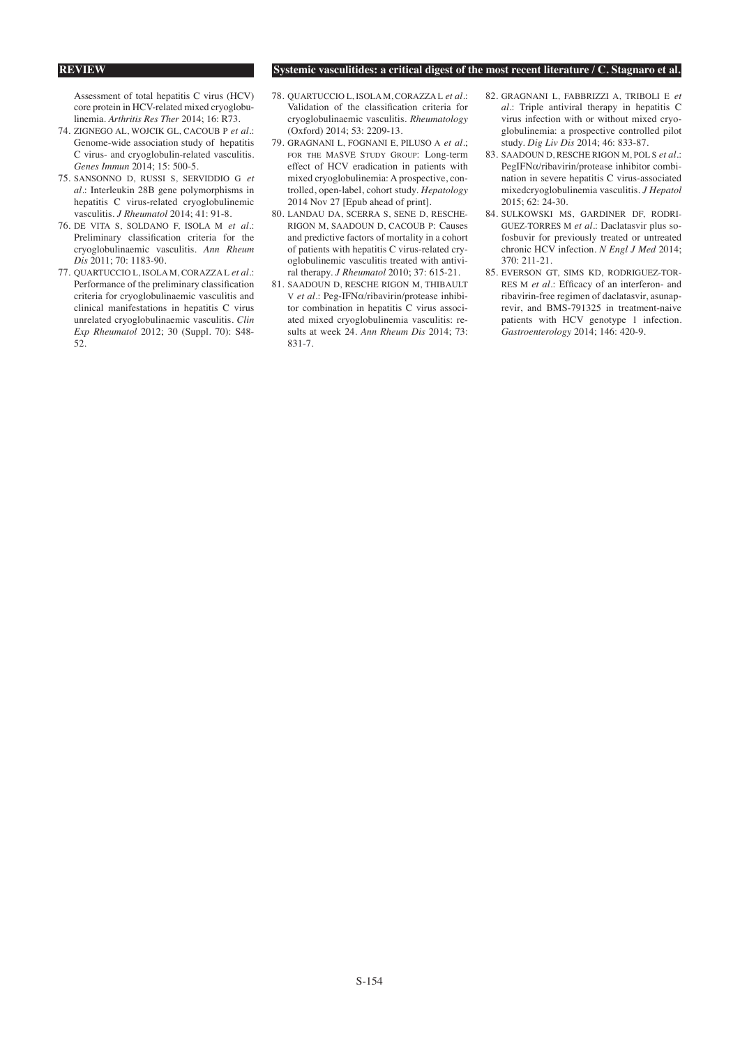Assessment of total hepatitis C virus (HCV) core protein in HCV-related mixed cryoglobulinemia. *Arthritis Res Ther* 2014; 16: R73.

74. ZIGNEGO AL, WOJCIK GL, CACOUB P *et al*.: Genome-wide association study of hepatitis C virus- and cryoglobulin-related vasculitis. *Genes Immun* 2014; 15: 500-5.
75. SANSONNO D, RUSSI S, SERVIDDIO G *et al*.: Interleukin 28B gene polymorphisms in hepatitis C virus-related cryoglobulinemic vasculitis. *J Rheumatol* 2014; 41: 91-8.
76. DE VITA S, SOLDANO F, ISOLA M *et al*.: Preliminary classification criteria for the cryoglobulinaemic vasculitis. *Ann Rheum Dis* 2011; 70: 1183-90.
77. QUARTUCCIO L, ISOLA M, CORAZZA L *et al*.: Performance of the preliminary classification criteria for cryoglobulinaemic vasculitis and clinical manifestations in hepatitis C virus unrelated cryoglobulinaemic vasculitis. *Clin Exp Rheumatol* 2012; 30 (Suppl. 70): S48-52.
78. QUARTUCCIO L, ISOLA M, CORAZZA L *et al*.: Validation of the classification criteria for cryoglobulinaemic vasculitis. *Rheumatology* (Oxford) 2014; 53: 2209-13.
79. GRAGNANI L, FOGNANI E, PILUSO A *et al*.; FOR THE MASVE STUDY GROUP: Long-term effect of HCV eradication in patients with mixed cryoglobulinemia: A prospective, controlled, open-label, cohort study. *Hepatology* 2014 Nov 27 [Epub ahead of print].
80. LANDAU DA, SCERRA S, SENE D, RESCHE-RIGON M, SAADOUN D, CACOUB P: Causes and predictive factors of mortality in a cohort of patients with hepatitis C virus-related cryoglobulinemic vasculitis treated with antiviral therapy. *J Rheumatol* 2010; 37: 615-21.
81. SAADOUN D, RESCHE RIGON M, THIBAULT V *et al*.: Peg-IFNα/ribavirin/protease inhibitor combination in hepatitis C virus associated mixed cryoglobulinemia vasculitis: results at week 24. *Ann Rheum Dis* 2014; 73: 831-7.
82. GRAGNANI L, FABBRIZZI A, TRIBOLI E *et al*.: Triple antiviral therapy in hepatitis C virus infection with or without mixed cryoglobulinemia: a prospective controlled pilot study. *Dig Liv Dis* 2014; 46: 833-87.
83. SAADOUN D, RESCHE RIGON M, POL S *et al*.: PegIFNα/ribavirin/protease inhibitor combination in severe hepatitis C virus-associated mixedcryoglobulinemia vasculitis. *J Hepatol* 2015; 62: 24-30.
84. SULKOWSKI MS, GARDINER DF, RODRIGUEZ-TORRES M *et al*.: Daclatasvir plus sofosbuvir for previously treated or untreated chronic HCV infection. *N Engl J Med* 2014; 370: 211-21.
85. EVERSON GT, SIMS KD, RODRIGUEZ-TORRES M *et al*.: Efficacy of an interferon- and ribavirin-free regimen of daclatasvir, asunaprevir, and BMS-791325 in treatment-naive patients with HCV genotype 1 infection. *Gastroenterology* 2014; 146: 420-9.